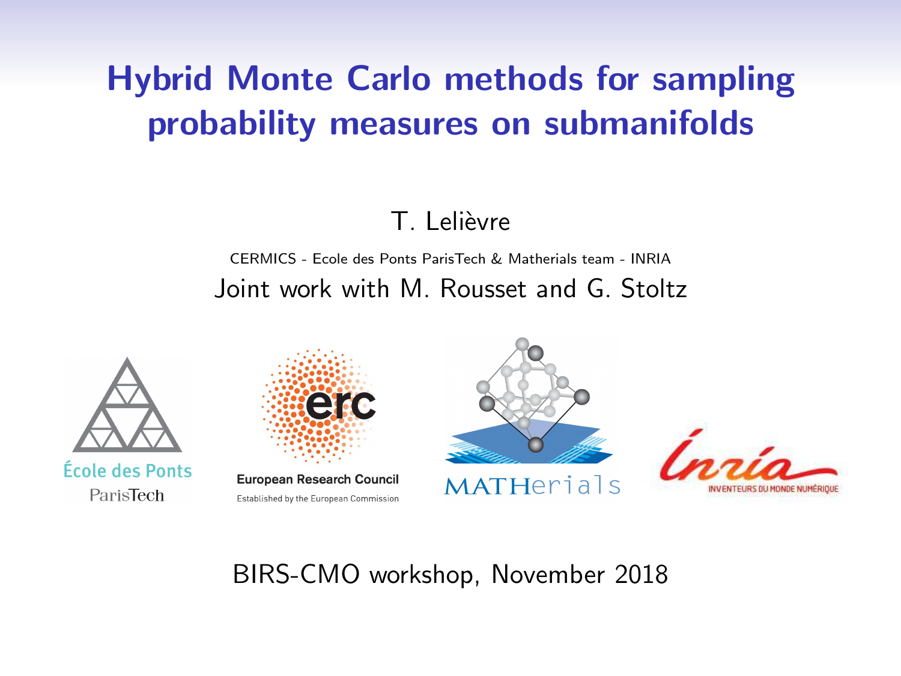# Hybrid Monte Carlo methods for sampling probability measures on submanifolds

T. Lelièvre

CERMICS - Ecole des Ponts ParisTech & Matherials team - INRIA

Joint work with M. Rousset and G. Stoltz

École des Ponts ParisTech

European Research Council
Established by the European Commission

MATHerials

Inria
INVENTEURS DU MONDE NUMÉRIQUE

BIRS-CMO workshop, November 2018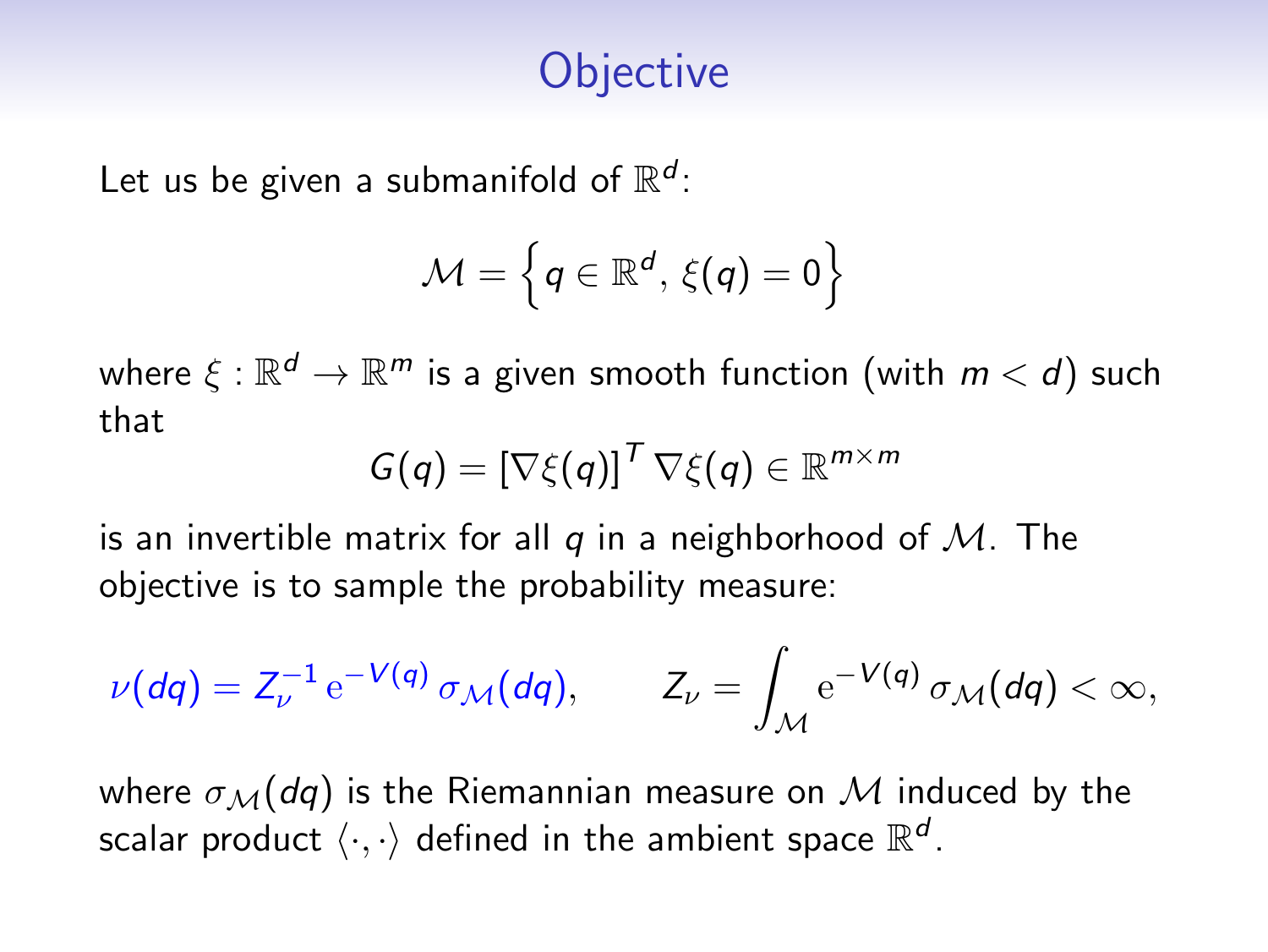# Objective

Let us be given a submanifold of $\mathbb{R}^d$:

$$\mathcal{M} = \left\{ q \in \mathbb{R}^d, \, \xi(q) = 0 \right\}$$

where $\xi : \mathbb{R}^d \to \mathbb{R}^m$ is a given smooth function (with $m < d$) such that

$$G(q) = [\nabla \xi(q)]^T \, \nabla \xi(q) \in \mathbb{R}^{m \times m}$$

is an invertible matrix for all $q$ in a neighborhood of $\mathcal{M}$. The objective is to sample the probability measure:

$$\nu(dq) = Z_\nu^{-1} \, \mathrm{e}^{-V(q)} \, \sigma_{\mathcal{M}}(dq), \qquad Z_\nu = \int_{\mathcal{M}} \mathrm{e}^{-V(q)} \, \sigma_{\mathcal{M}}(dq) < \infty,$$

where $\sigma_{\mathcal{M}}(dq)$ is the Riemannian measure on $\mathcal{M}$ induced by the scalar product $\langle \cdot, \cdot \rangle$ defined in the ambient space $\mathbb{R}^d$.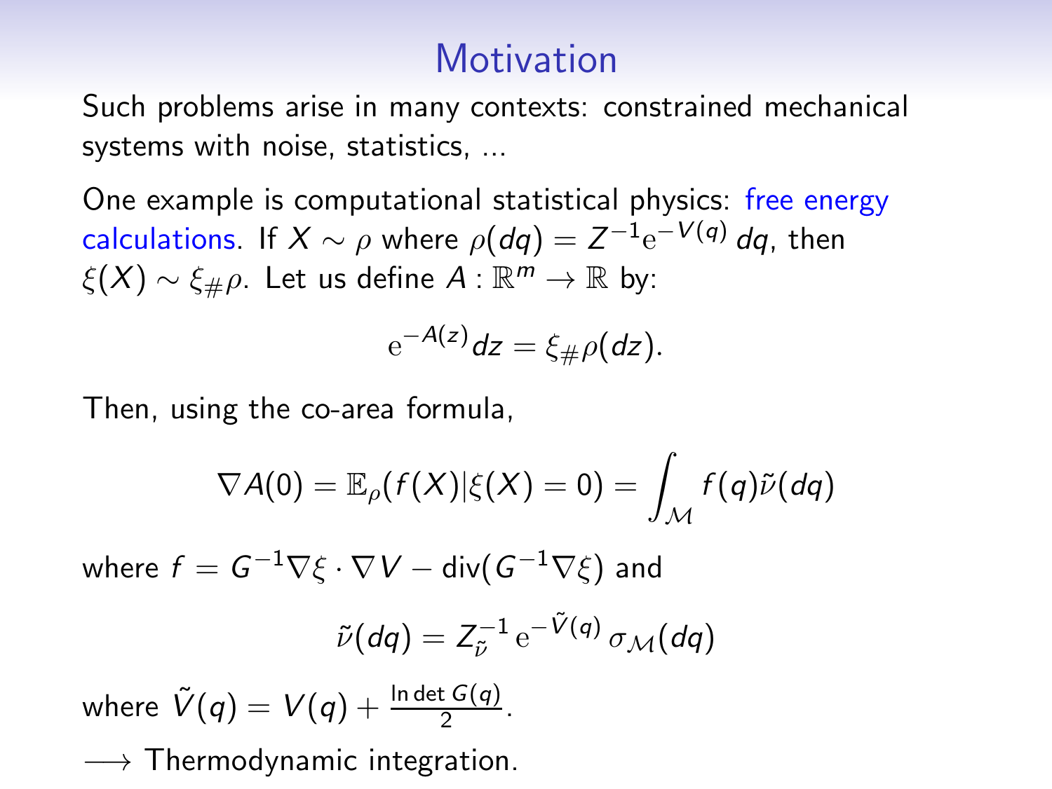# Motivation

Such problems arise in many contexts: constrained mechanical systems with noise, statistics, ...

One example is computational statistical physics: free energy calculations. If $X \sim \rho$ where $\rho(dq) = Z^{-1} \mathrm{e}^{-V(q)}\, dq$, then $\xi(X) \sim \xi_{\#}\rho$. Let us define $A : \mathbb{R}^m \to \mathbb{R}$ by:

$$\mathrm{e}^{-A(z)} dz = \xi_{\#}\rho(dz).$$

Then, using the co-area formula,

$$\nabla A(0) = \mathbb{E}_{\rho}(f(X) | \xi(X) = 0) = \int_{\mathcal{M}} f(q) \tilde{\nu}(dq)$$

where $f = G^{-1}\nabla\xi \cdot \nabla V - \mathrm{div}(G^{-1}\nabla\xi)$ and

$$\tilde{\nu}(dq) = Z_{\tilde{\nu}}^{-1}\, \mathrm{e}^{-\tilde{V}(q)}\, \sigma_{\mathcal{M}}(dq)$$

where $\tilde{V}(q) = V(q) + \frac{\ln \det G(q)}{2}$.

$\longrightarrow$ Thermodynamic integration.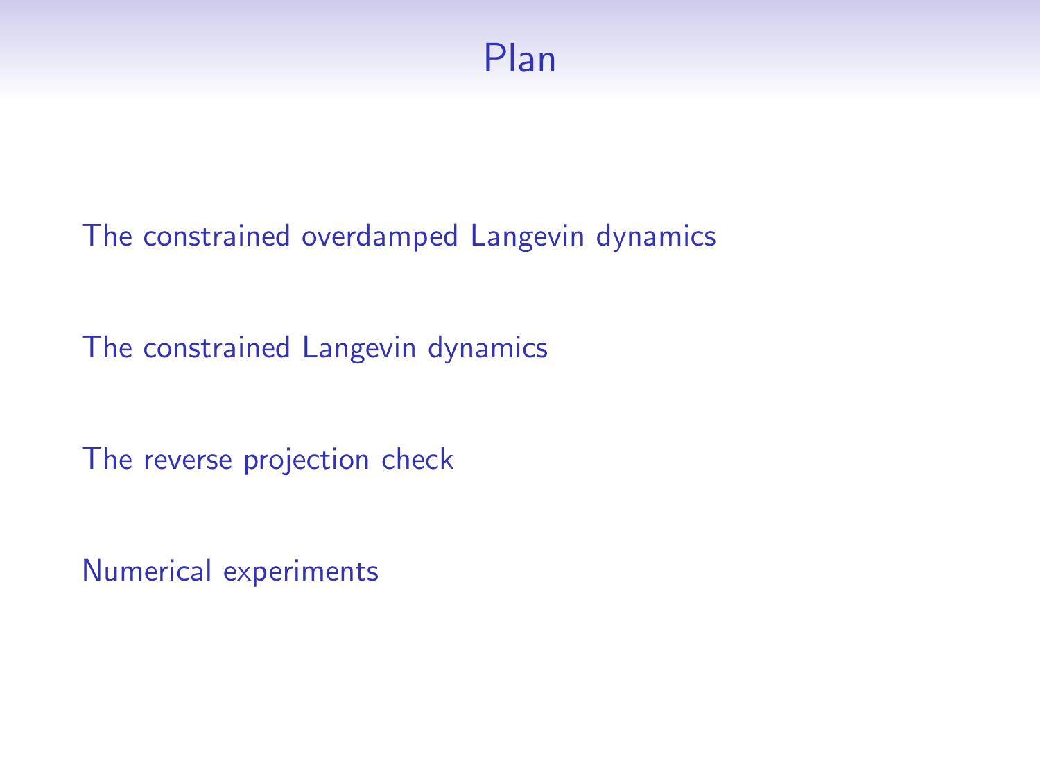# Plan

The constrained overdamped Langevin dynamics

The constrained Langevin dynamics

The reverse projection check

Numerical experiments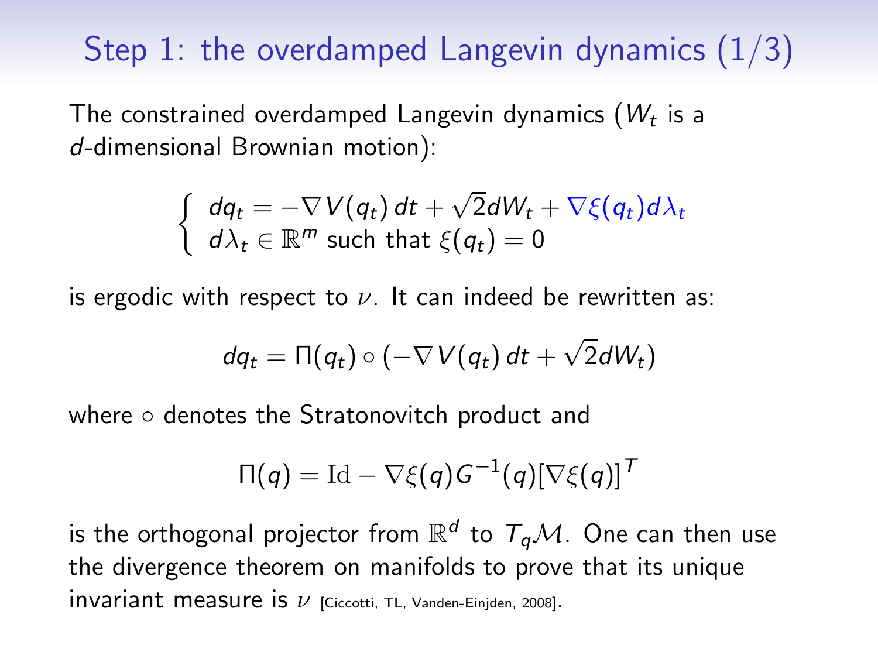# Step 1: the overdamped Langevin dynamics (1/3)

The constrained overdamped Langevin dynamics ($W_t$ is a $d$-dimensional Brownian motion):

$$\left\{ \begin{array}{l} dq_t = -\nabla V(q_t)\,dt + \sqrt{2}dW_t + \nabla \xi(q_t) d\lambda_t \\ d\lambda_t \in \mathbb{R}^m \text{ such that } \xi(q_t) = 0 \end{array} \right.$$

is ergodic with respect to $\nu$. It can indeed be rewritten as:

$$dq_t = \Pi(q_t) \circ (-\nabla V(q_t)\,dt + \sqrt{2}dW_t)$$

where $\circ$ denotes the Stratonovitch product and

$$\Pi(q) = \mathrm{Id} - \nabla\xi(q) G^{-1}(q) [\nabla \xi(q)]^T$$

is the orthogonal projector from $\mathbb{R}^d$ to $T_q\mathcal{M}$. One can then use the divergence theorem on manifolds to prove that its unique invariant measure is $\nu$ [Ciccotti, TL, Vanden-Einjden, 2008].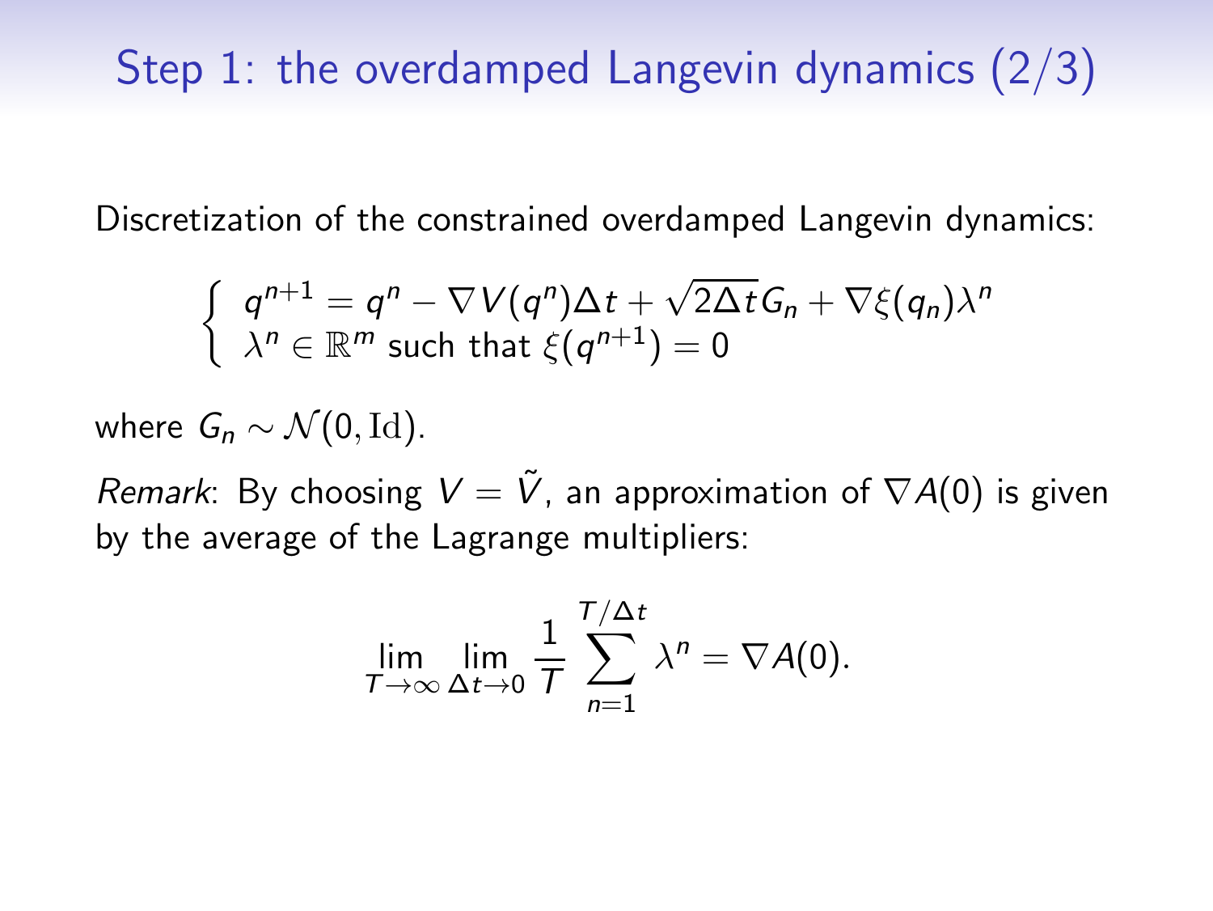# Step 1: the overdamped Langevin dynamics (2/3)

Discretization of the constrained overdamped Langevin dynamics:

$$\left\{ \begin{array}{l} q^{n+1} = q^n - \nabla V(q^n)\Delta t + \sqrt{2\Delta t} G_n + \nabla \xi(q_n)\lambda^n \\ \lambda^n \in \mathbb{R}^m \text{ such that } \xi(q^{n+1}) = 0 \end{array} \right.$$

where $G_n \sim \mathcal{N}(0, \mathrm{Id})$.

*Remark*: By choosing $V = \tilde{V}$, an approximation of $\nabla A(0)$ is given by the average of the Lagrange multipliers:

$$\lim_{T \to \infty} \lim_{\Delta t \to 0} \frac{1}{T} \sum_{n=1}^{T/\Delta t} \lambda^n = \nabla A(0).$$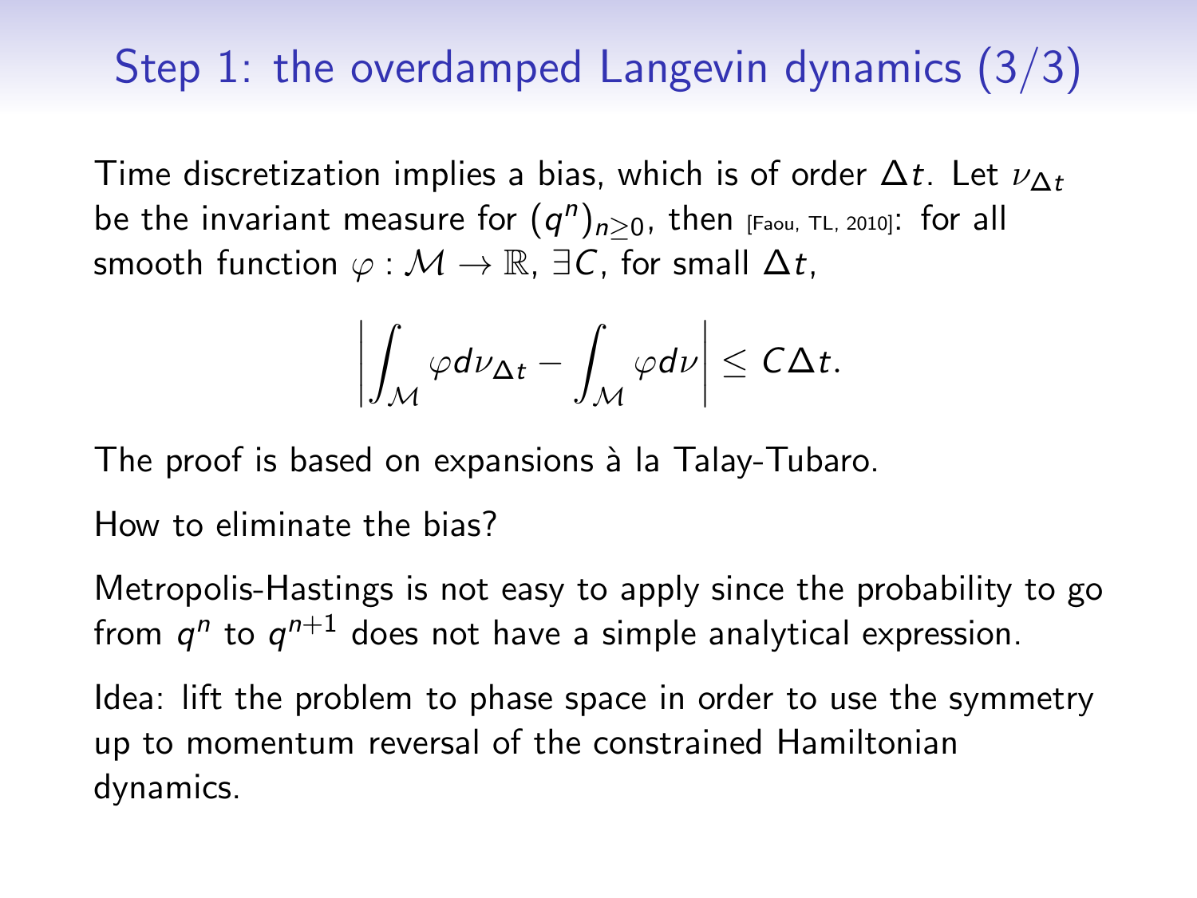# Step 1: the overdamped Langevin dynamics (3/3)

Time discretization implies a bias, which is of order $\Delta t$. Let $\nu_{\Delta t}$ be the invariant measure for $(q^n)_{n \geq 0}$, then [Faou, TL, 2010]: for all smooth function $\varphi : \mathcal{M} \to \mathbb{R}$, $\exists C$, for small $\Delta t$,

$$\left| \int_{\mathcal{M}} \varphi d\nu_{\Delta t} - \int_{\mathcal{M}} \varphi d\nu \right| \leq C \Delta t.$$

The proof is based on expansions à la Talay-Tubaro.

How to eliminate the bias?

Metropolis-Hastings is not easy to apply since the probability to go from $q^n$ to $q^{n+1}$ does not have a simple analytical expression.

Idea: lift the problem to phase space in order to use the symmetry up to momentum reversal of the constrained Hamiltonian dynamics.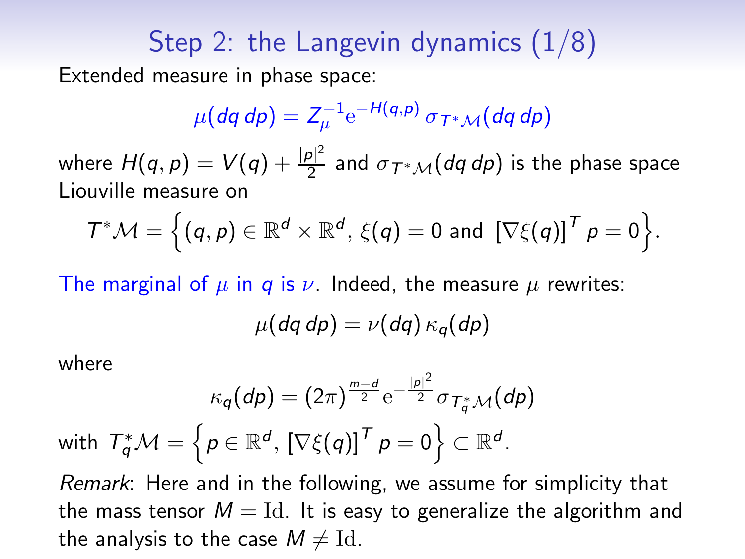# Step 2: the Langevin dynamics (1/8)

Extended measure in phase space:

$$\mu(dq\,dp) = Z_\mu^{-1} \mathrm{e}^{-H(q,p)}\, \sigma_{T^*\mathcal{M}}(dq\,dp)$$

where $H(q,p) = V(q) + \frac{|p|^2}{2}$ and $\sigma_{T^*\mathcal{M}}(dq\,dp)$ is the phase space Liouville measure on

$$T^*\mathcal{M} = \Big\{(q,p) \in \mathbb{R}^d \times \mathbb{R}^d,\, \xi(q) = 0 \text{ and } [\nabla\xi(q)]^T p = 0\Big\}.$$

The marginal of $\mu$ in $q$ is $\nu$. Indeed, the measure $\mu$ rewrites:

$$\mu(dq\,dp) = \nu(dq)\,\kappa_q(dp)$$

where

$$\kappa_q(dp) = (2\pi)^{\frac{m-d}{2}} \mathrm{e}^{-\frac{|p|^2}{2}} \sigma_{T_q^*\mathcal{M}}(dp)$$

with $T_q^*\mathcal{M} = \Big\{p \in \mathbb{R}^d,\, [\nabla\xi(q)]^T p = 0\Big\} \subset \mathbb{R}^d$.

*Remark*: Here and in the following, we assume for simplicity that the mass tensor $M = \mathrm{Id}$. It is easy to generalize the algorithm and the analysis to the case $M \neq \mathrm{Id}$.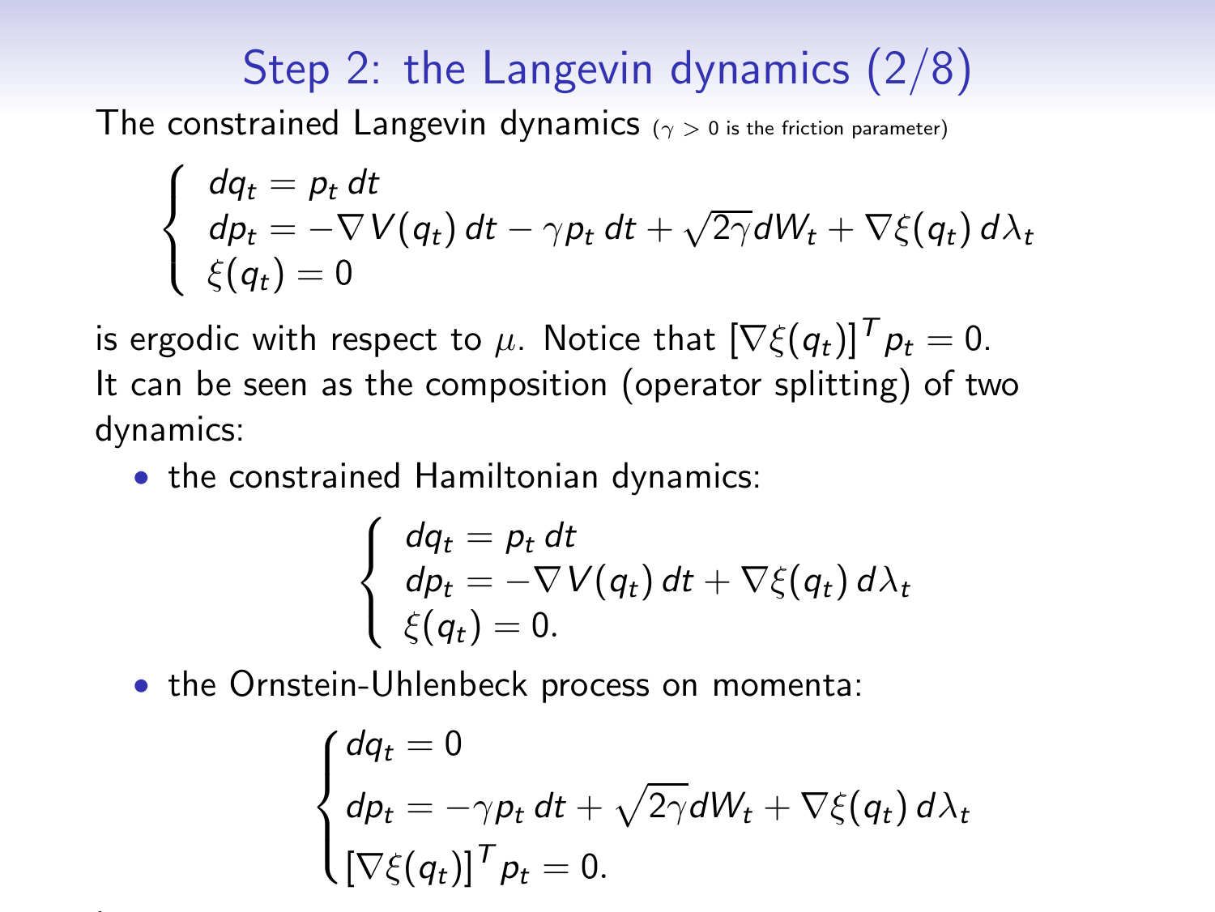# Step 2: the Langevin dynamics (2/8)

The constrained Langevin dynamics ($\gamma > 0$ is the friction parameter)

$$\begin{cases} dq_t = p_t \, dt \\ dp_t = -\nabla V(q_t) \, dt - \gamma p_t \, dt + \sqrt{2\gamma} dW_t + \nabla \xi(q_t) \, d\lambda_t \\ \xi(q_t) = 0 \end{cases}$$

is ergodic with respect to $\mu$. Notice that $[\nabla \xi(q_t)]^T p_t = 0$.
It can be seen as the composition (operator splitting) of two dynamics:

- the constrained Hamiltonian dynamics:

$$\begin{cases} dq_t = p_t \, dt \\ dp_t = -\nabla V(q_t) \, dt + \nabla \xi(q_t) \, d\lambda_t \\ \xi(q_t) = 0. \end{cases}$$

- the Ornstein-Uhlenbeck process on momenta:

$$\begin{cases} dq_t = 0 \\ dp_t = -\gamma p_t \, dt + \sqrt{2\gamma} dW_t + \nabla \xi(q_t) \, d\lambda_t \\ [\nabla \xi(q_t)]^T p_t = 0. \end{cases}$$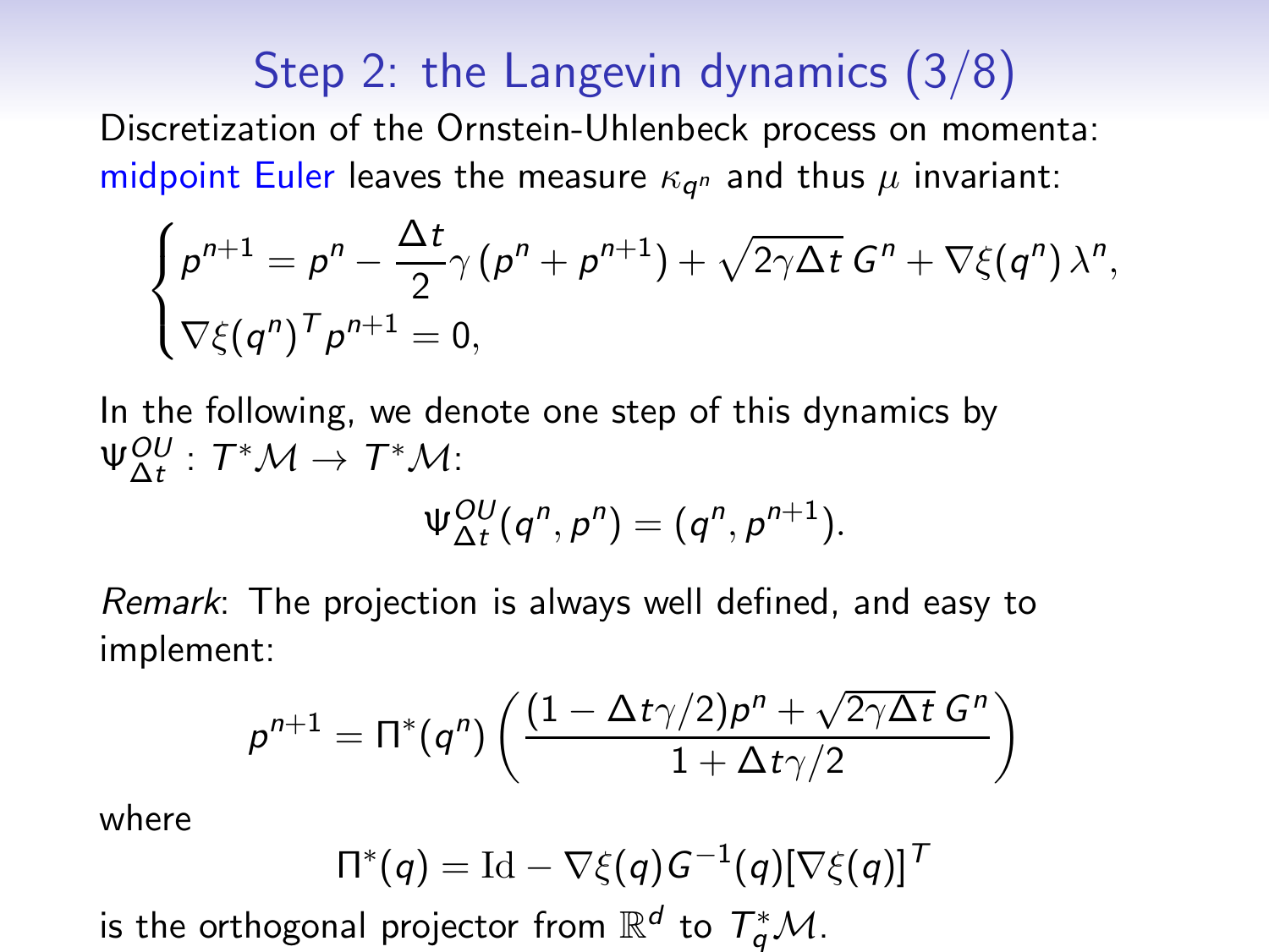# Step 2: the Langevin dynamics (3/8)

Discretization of the Ornstein-Uhlenbeck process on momenta: midpoint Euler leaves the measure $\kappa_{q^n}$ and thus $\mu$ invariant:

$$
\begin{cases}
p^{n+1} = p^n - \dfrac{\Delta t}{2}\gamma\left(p^n + p^{n+1}\right) + \sqrt{2\gamma\Delta t}\, G^n + \nabla\xi(q^n)\,\lambda^n, \\
\nabla\xi(q^n)^T p^{n+1} = 0,
\end{cases}
$$

In the following, we denote one step of this dynamics by $\Psi^{OU}_{\Delta t} : T^*\mathcal{M} \to T^*\mathcal{M}$:

$$
\Psi^{OU}_{\Delta t}(q^n, p^n) = (q^n, p^{n+1}).
$$

*Remark*: The projection is always well defined, and easy to implement:

$$
p^{n+1} = \Pi^*(q^n)\left(\frac{(1 - \Delta t\gamma/2)p^n + \sqrt{2\gamma\Delta t}\, G^n}{1 + \Delta t\gamma/2}\right)
$$

where

$$
\Pi^*(q) = \mathrm{Id} - \nabla\xi(q)G^{-1}(q)[\nabla\xi(q)]^T
$$

is the orthogonal projector from $\mathbb{R}^d$ to $T^*_q\mathcal{M}$.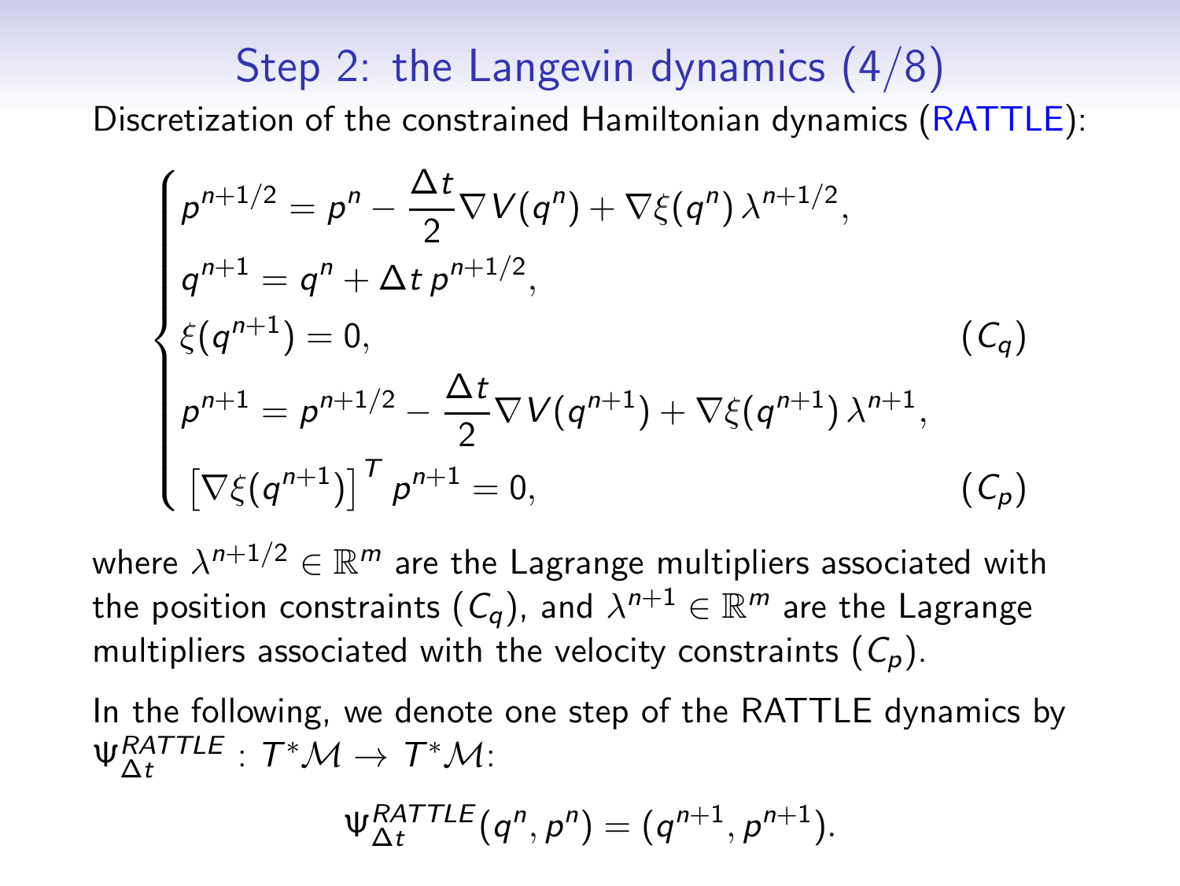# Step 2: the Langevin dynamics (4/8)

Discretization of the constrained Hamiltonian dynamics (RATTLE):

$$
\begin{cases}
p^{n+1/2} = p^n - \dfrac{\Delta t}{2} \nabla V(q^n) + \nabla \xi(q^n)\, \lambda^{n+1/2}, \\
q^{n+1} = q^n + \Delta t\, p^{n+1/2}, \\
\xi(q^{n+1}) = 0, & (C_q) \\
p^{n+1} = p^{n+1/2} - \dfrac{\Delta t}{2} \nabla V(q^{n+1}) + \nabla \xi(q^{n+1})\, \lambda^{n+1}, \\
\left[\nabla \xi(q^{n+1})\right]^T p^{n+1} = 0, & (C_p)
\end{cases}
$$

where $\lambda^{n+1/2} \in \mathbb{R}^m$ are the Lagrange multipliers associated with the position constraints $(C_q)$, and $\lambda^{n+1} \in \mathbb{R}^m$ are the Lagrange multipliers associated with the velocity constraints $(C_p)$.

In the following, we denote one step of the RATTLE dynamics by $\Psi_{\Delta t}^{RATTLE} : T^*\mathcal{M} \to T^*\mathcal{M}$:

$$
\Psi_{\Delta t}^{RATTLE}(q^n, p^n) = (q^{n+1}, p^{n+1}).
$$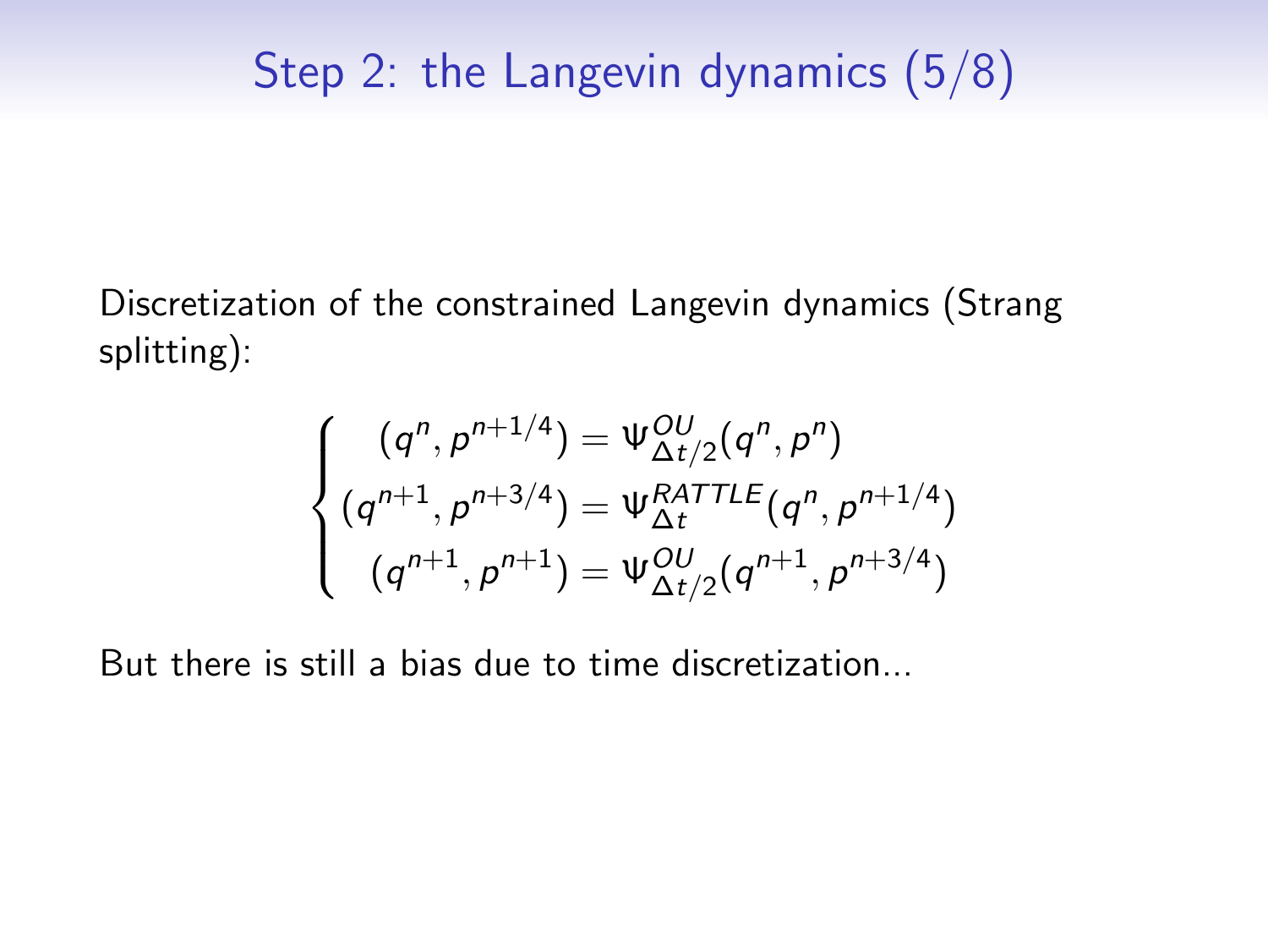# Step 2: the Langevin dynamics (5/8)

Discretization of the constrained Langevin dynamics (Strang splitting):

$$
\begin{cases}
(q^n, p^{n+1/4}) = \Psi^{OU}_{\Delta t/2}(q^n, p^n) \\
(q^{n+1}, p^{n+3/4}) = \Psi^{RATTLE}_{\Delta t}(q^n, p^{n+1/4}) \\
(q^{n+1}, p^{n+1}) = \Psi^{OU}_{\Delta t/2}(q^{n+1}, p^{n+3/4})
\end{cases}
$$

But there is still a bias due to time discretization...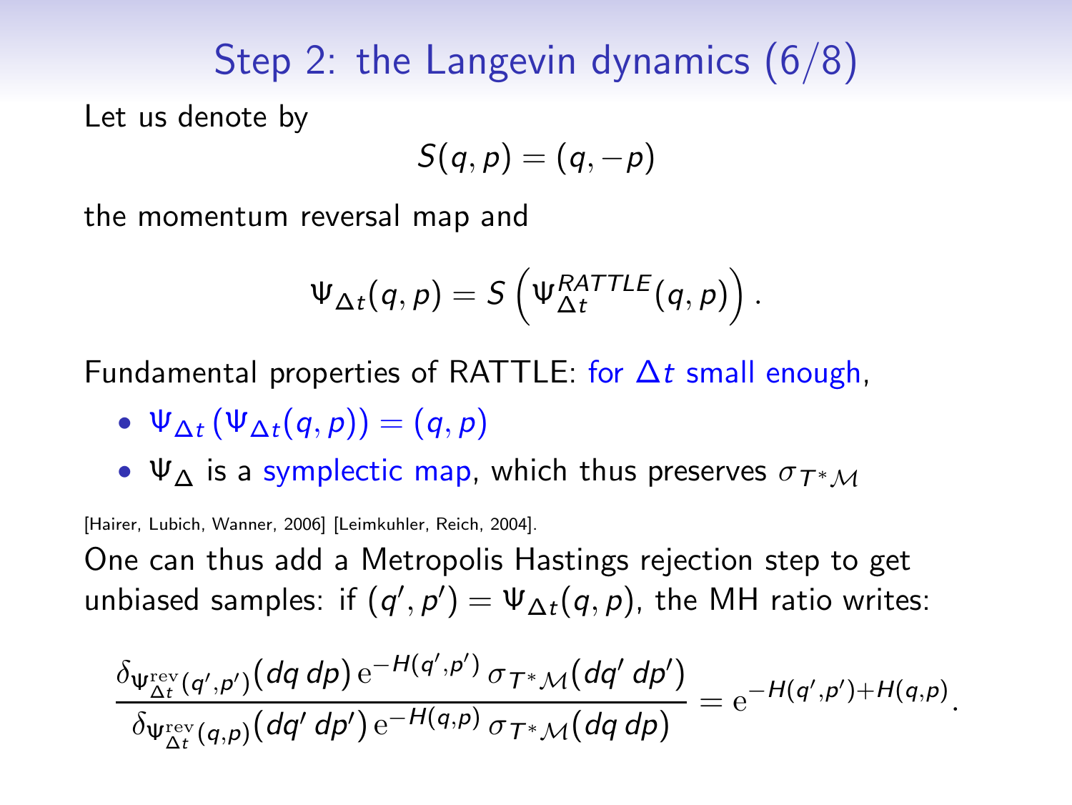## Step 2: the Langevin dynamics (6/8)

Let us denote by

$$S(q,p) = (q,-p)$$

the momentum reversal map and

$$\Psi_{\Delta t}(q,p) = S\left(\Psi_{\Delta t}^{RATTLE}(q,p)\right).$$

Fundamental properties of RATTLE: for $\Delta t$ small enough,

- $\Psi_{\Delta t}\left(\Psi_{\Delta t}(q,p)\right) = (q,p)$
- $\Psi_{\Delta}$ is a symplectic map, which thus preserves $\sigma_{T^*\mathcal{M}}$

[Hairer, Lubich, Wanner, 2006] [Leimkuhler, Reich, 2004].

One can thus add a Metropolis Hastings rejection step to get unbiased samples: if $(q',p') = \Psi_{\Delta t}(q,p)$, the MH ratio writes:

$$\frac{\delta_{\Psi_{\Delta t}^{\mathrm{rev}}(q',p')}(dq\, dp)\,\mathrm{e}^{-H(q',p')}\,\sigma_{T^*\mathcal{M}}(dq'\, dp')}{\delta_{\Psi_{\Delta t}^{\mathrm{rev}}(q,p)}(dq'\, dp')\,\mathrm{e}^{-H(q,p)}\,\sigma_{T^*\mathcal{M}}(dq\, dp)} = \mathrm{e}^{-H(q',p')+H(q,p)}.$$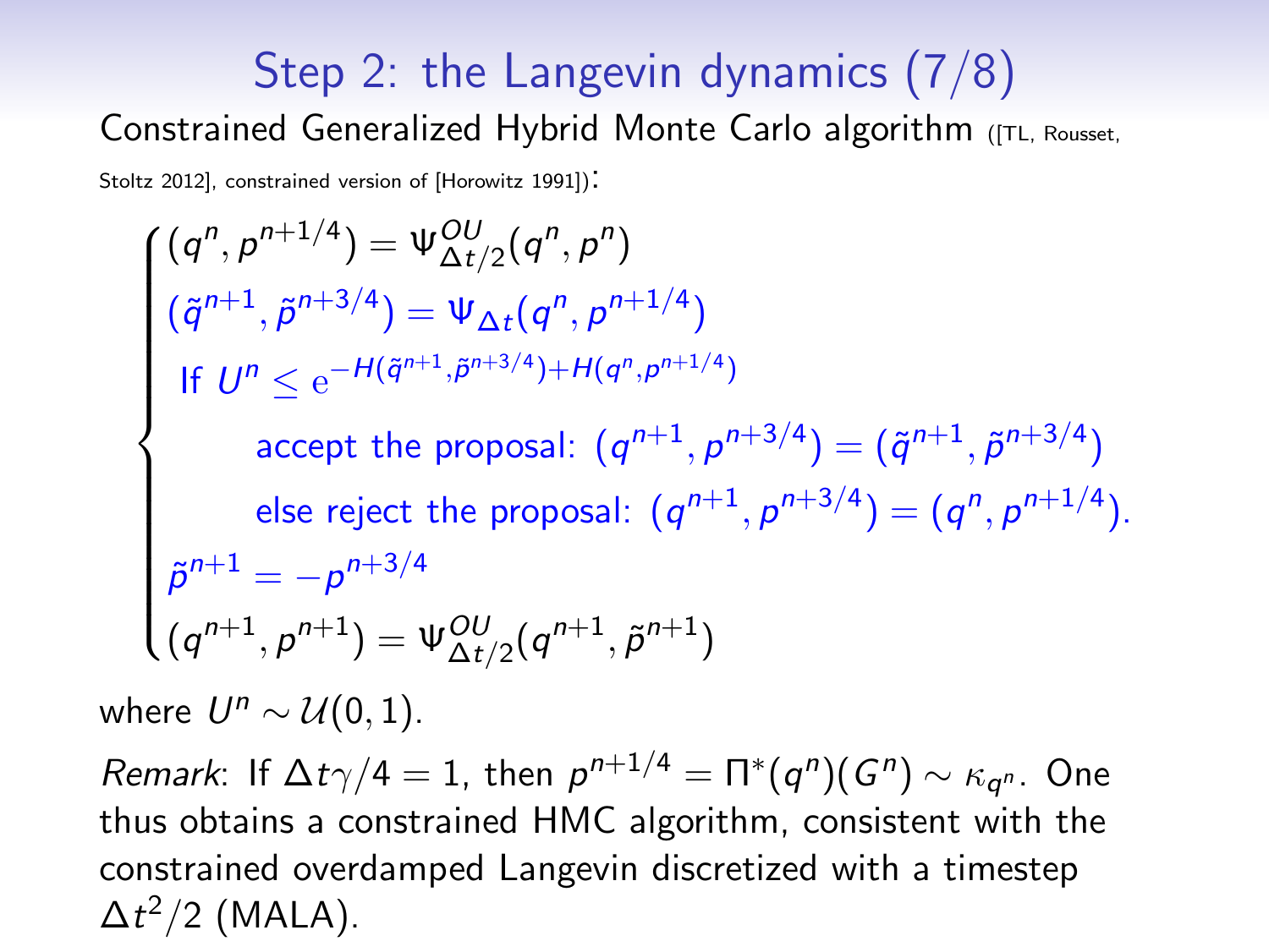# Step 2: the Langevin dynamics (7/8)

Constrained Generalized Hybrid Monte Carlo algorithm ([TL, Rousset, Stoltz 2012], constrained version of [Horowitz 1991]):

$$
\begin{cases}
(q^n, p^{n+1/4}) = \Psi^{OU}_{\Delta t/2}(q^n, p^n) \\
(\tilde{q}^{n+1}, \tilde{p}^{n+3/4}) = \Psi_{\Delta t}(q^n, p^{n+1/4}) \\
\text{If } U^n \leq \mathrm{e}^{-H(\tilde{q}^{n+1}, \tilde{p}^{n+3/4}) + H(q^n, p^{n+1/4})} \\
\qquad \text{accept the proposal: } (q^{n+1}, p^{n+3/4}) = (\tilde{q}^{n+1}, \tilde{p}^{n+3/4}) \\
\qquad \text{else reject the proposal: } (q^{n+1}, p^{n+3/4}) = (q^n, p^{n+1/4}). \\
\tilde{p}^{n+1} = -p^{n+3/4} \\
(q^{n+1}, p^{n+1}) = \Psi^{OU}_{\Delta t/2}(q^{n+1}, \tilde{p}^{n+1})
\end{cases}
$$

where $U^n \sim \mathcal{U}(0,1)$.

*Remark*: If $\Delta t \gamma / 4 = 1$, then $p^{n+1/4} = \Pi^*(q^n)(G^n) \sim \kappa_{q^n}$. One thus obtains a constrained HMC algorithm, consistent with the constrained overdamped Langevin discretized with a timestep $\Delta t^2/2$ (MALA).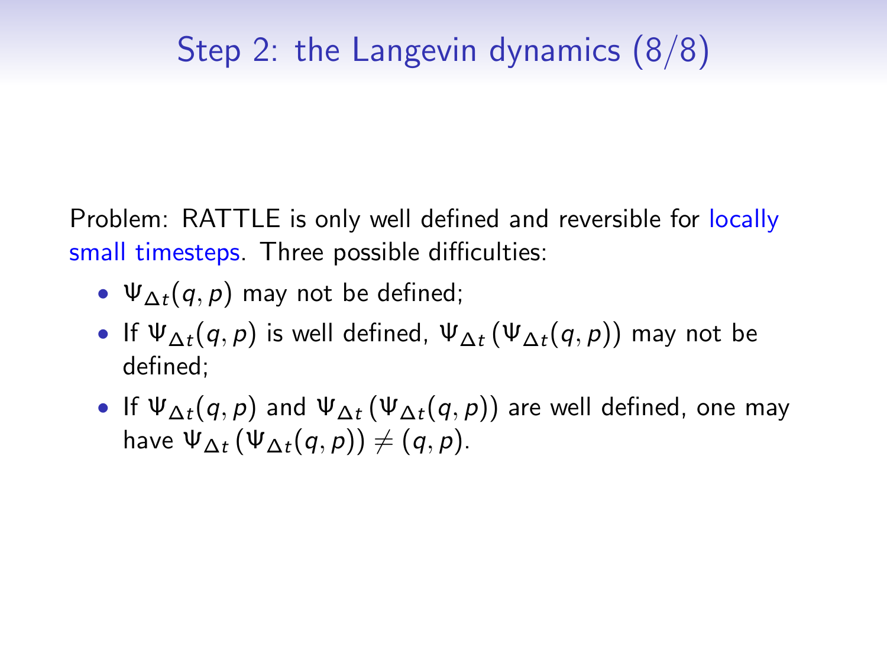## Step 2: the Langevin dynamics (8/8)

Problem: RATTLE is only well defined and reversible for locally small timesteps. Three possible difficulties:

- $\Psi_{\Delta t}(q, p)$ may not be defined;
- If $\Psi_{\Delta t}(q, p)$ is well defined, $\Psi_{\Delta t}\left(\Psi_{\Delta t}(q, p)\right)$ may not be defined;
- If $\Psi_{\Delta t}(q, p)$ and $\Psi_{\Delta t}\left(\Psi_{\Delta t}(q, p)\right)$ are well defined, one may have $\Psi_{\Delta t}\left(\Psi_{\Delta t}(q, p)\right) \neq (q, p)$.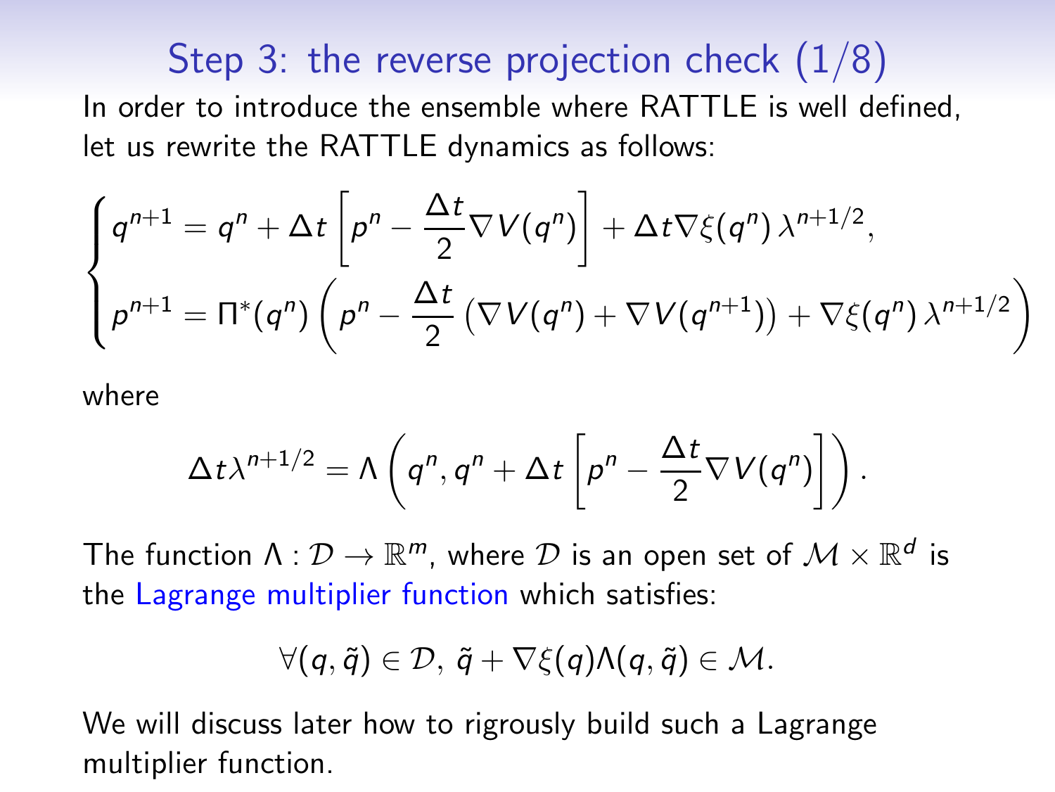## Step 3: the reverse projection check (1/8)

In order to introduce the ensemble where RATTLE is well defined, let us rewrite the RATTLE dynamics as follows:

$$
\begin{cases}
q^{n+1} = q^n + \Delta t \left[ p^n - \dfrac{\Delta t}{2} \nabla V(q^n) \right] + \Delta t \nabla \xi(q^n)\, \lambda^{n+1/2}, \\
p^{n+1} = \Pi^*(q^n) \left( p^n - \dfrac{\Delta t}{2} \left( \nabla V(q^n) + \nabla V(q^{n+1}) \right) + \nabla \xi(q^n)\, \lambda^{n+1/2} \right)
\end{cases}
$$

where

$$
\Delta t \lambda^{n+1/2} = \Lambda \left( q^n, q^n + \Delta t \left[ p^n - \frac{\Delta t}{2} \nabla V(q^n) \right] \right).
$$

The function $\Lambda : \mathcal{D} \to \mathbb{R}^m$, where $\mathcal{D}$ is an open set of $\mathcal{M} \times \mathbb{R}^d$ is the Lagrange multiplier function which satisfies:

$$
\forall (q, \tilde{q}) \in \mathcal{D},\ \tilde{q} + \nabla \xi(q) \Lambda(q, \tilde{q}) \in \mathcal{M}.
$$

We will discuss later how to rigorously build such a Lagrange multiplier function.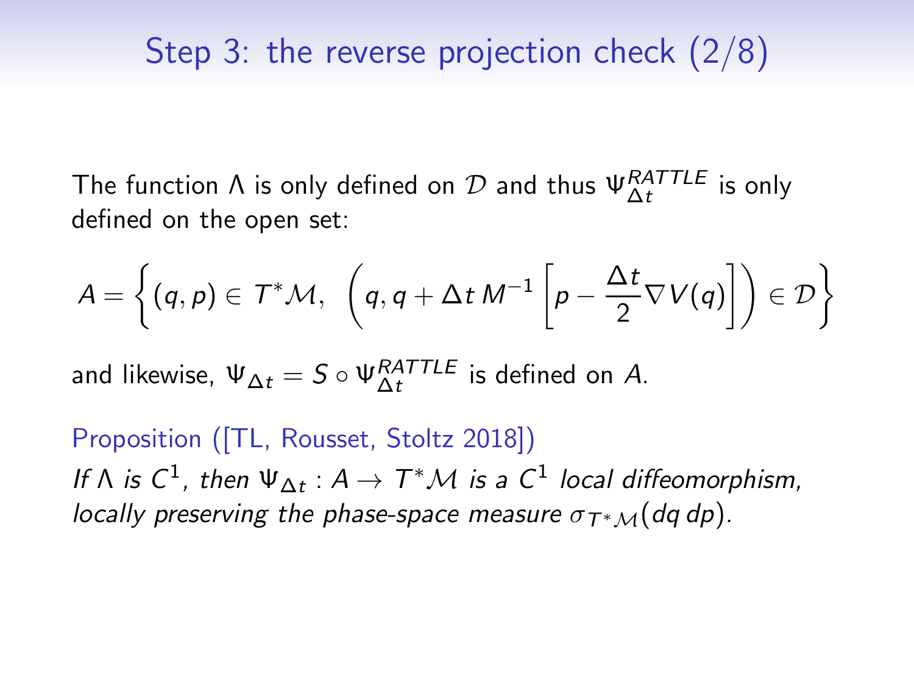# Step 3: the reverse projection check (2/8)

The function $\Lambda$ is only defined on $\mathcal{D}$ and thus $\Psi_{\Delta t}^{RATTLE}$ is only defined on the open set:

$$A = \left\{ (q,p) \in T^*\mathcal{M}, \ \left( q, q + \Delta t \, M^{-1} \left[ p - \frac{\Delta t}{2} \nabla V(q) \right] \right) \in \mathcal{D} \right\}$$

and likewise, $\Psi_{\Delta t} = S \circ \Psi_{\Delta t}^{RATTLE}$ is defined on $A$.

Proposition ([TL, Rousset, Stoltz 2018])

*If $\Lambda$ is $C^1$, then $\Psi_{\Delta t} : A \to T^*\mathcal{M}$ is a $C^1$ local diffeomorphism, locally preserving the phase-space measure $\sigma_{T^*\mathcal{M}}(dq\, dp)$.*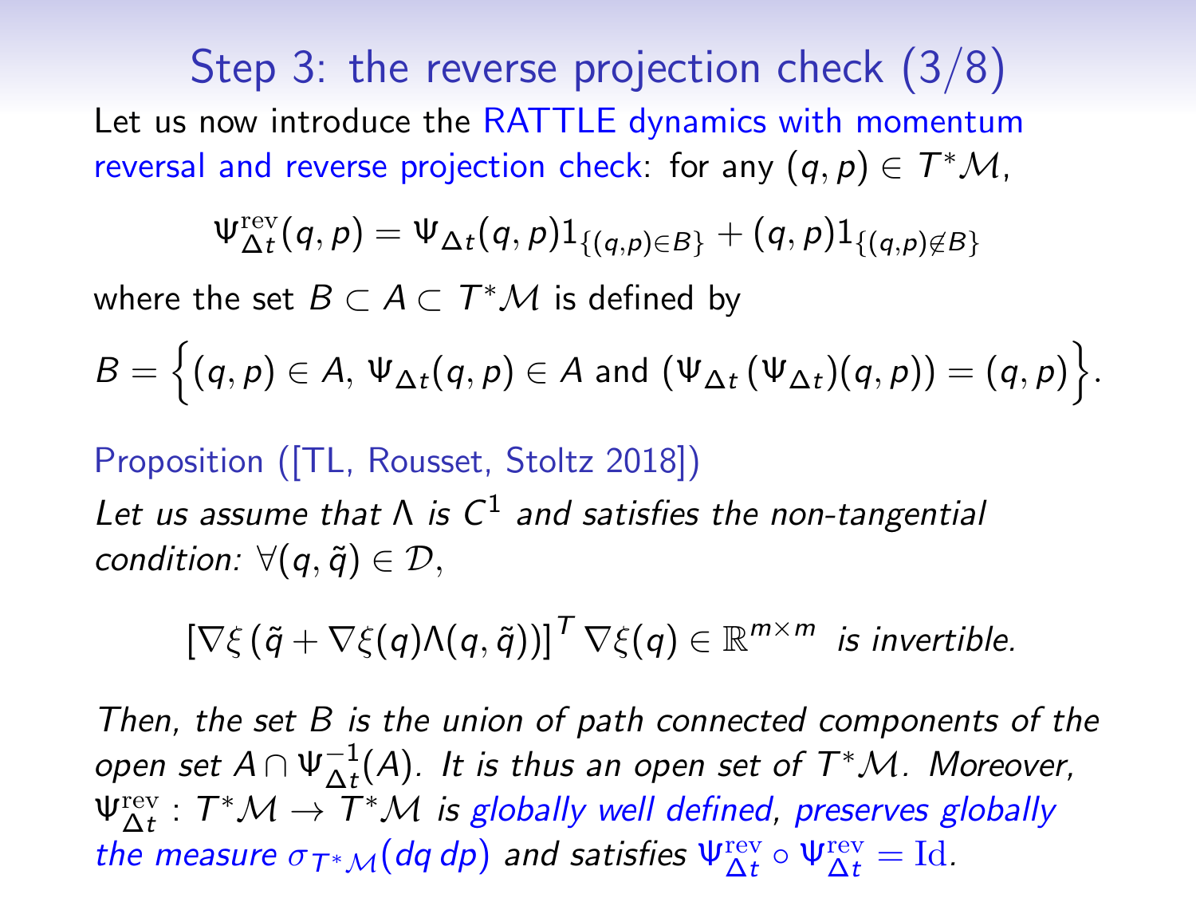# Step 3: the reverse projection check (3/8)

Let us now introduce the RATTLE dynamics with momentum reversal and reverse projection check: for any $(q,p) \in T^*\mathcal{M}$,

$$\Psi^{\mathrm{rev}}_{\Delta t}(q,p) = \Psi_{\Delta t}(q,p) 1_{\{(q,p)\in B\}} + (q,p) 1_{\{(q,p)\notin B\}}$$

where the set $B \subset A \subset T^*\mathcal{M}$ is defined by

$$B = \Big\{ (q,p) \in A,\ \Psi_{\Delta t}(q,p) \in A \text{ and } (\Psi_{\Delta t}(\Psi_{\Delta t})(q,p)) = (q,p) \Big\}.$$

Proposition ([TL, Rousset, Stoltz 2018])

*Let us assume that $\Lambda$ is $C^1$ and satisfies the non-tangential condition: $\forall (q,\tilde{q}) \in \mathcal{D}$,*

$$[\nabla \xi \left(\tilde{q} + \nabla \xi(q) \Lambda(q,\tilde{q})\right)]^T \nabla \xi(q) \in \mathbb{R}^{m\times m} \text{ is invertible.}$$

*Then, the set $B$ is the union of path connected components of the open set $A \cap \Psi^{-1}_{\Delta t}(A)$. It is thus an open set of $T^*\mathcal{M}$. Moreover, $\Psi^{\mathrm{rev}}_{\Delta t} : T^*\mathcal{M} \to T^*\mathcal{M}$ is globally well defined, preserves globally the measure $\sigma_{T^*\mathcal{M}}(dq\,dp)$ and satisfies $\Psi^{\mathrm{rev}}_{\Delta t} \circ \Psi^{\mathrm{rev}}_{\Delta t} = \mathrm{Id}$.*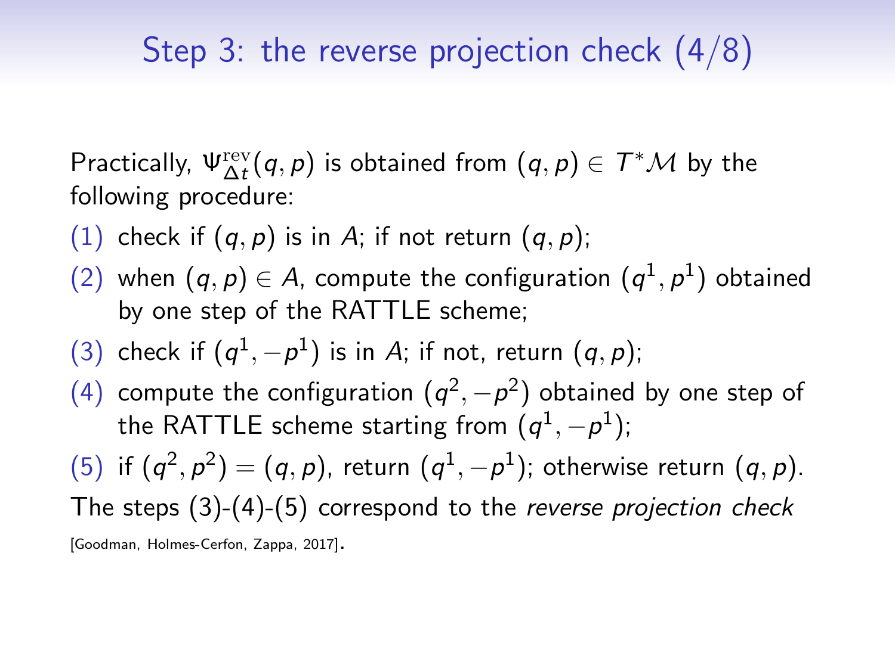# Step 3: the reverse projection check (4/8)

Practically, $\Psi^{\mathrm{rev}}_{\Delta t}(q, p)$ is obtained from $(q, p) \in T^*\mathcal{M}$ by the following procedure:

(1) check if $(q, p)$ is in $A$; if not return $(q, p)$;

(2) when $(q, p) \in A$, compute the configuration $(q^1, p^1)$ obtained by one step of the RATTLE scheme;

(3) check if $(q^1, -p^1)$ is in $A$; if not, return $(q, p)$;

(4) compute the configuration $(q^2, -p^2)$ obtained by one step of the RATTLE scheme starting from $(q^1, -p^1)$;

(5) if $(q^2, p^2) = (q, p)$, return $(q^1, -p^1)$; otherwise return $(q, p)$.

The steps (3)-(4)-(5) correspond to the *reverse projection check* [Goodman, Holmes-Cerfon, Zappa, 2017].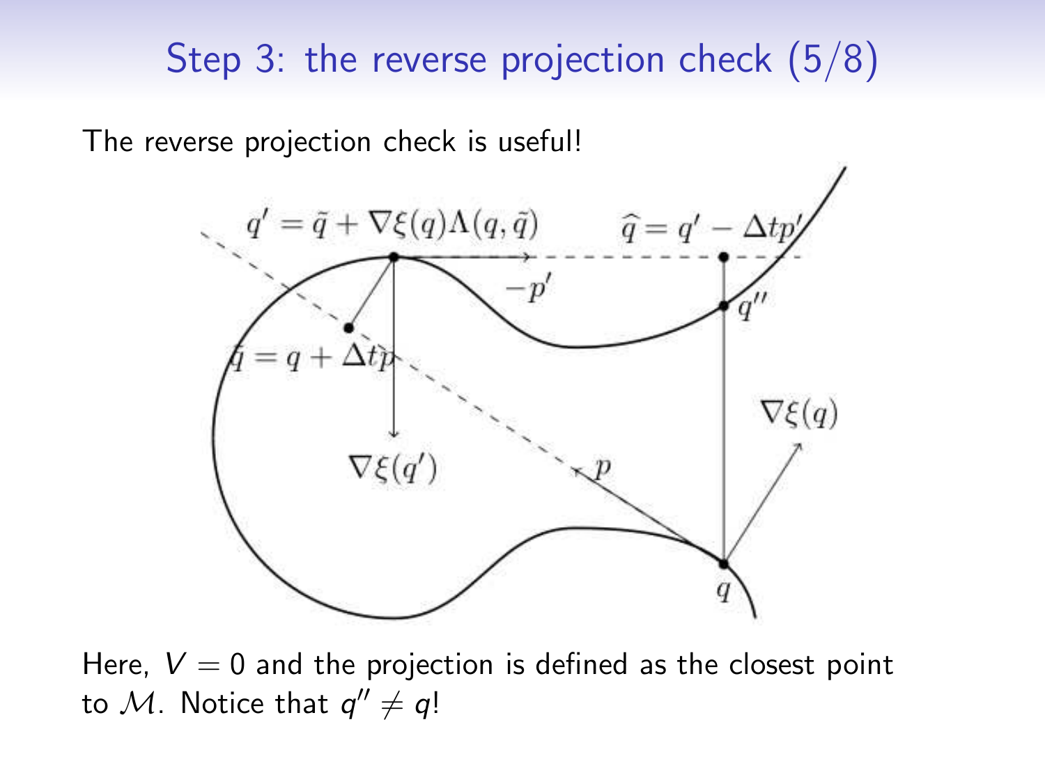## Step 3: the reverse projection check (5/8)

The reverse projection check is useful!

$q' = \tilde{q} + \nabla\xi(q)\Lambda(q,\tilde{q})$

$\widehat{q} = q' - \Delta t p'$

$-p'$

$q''$

$\tilde{q} = q + \Delta t p$

$\nabla\xi(q')$

$\nabla\xi(q)$

$p$

$q$

Here, $V = 0$ and the projection is defined as the closest point to $\mathcal{M}$. Notice that $q'' \neq q$!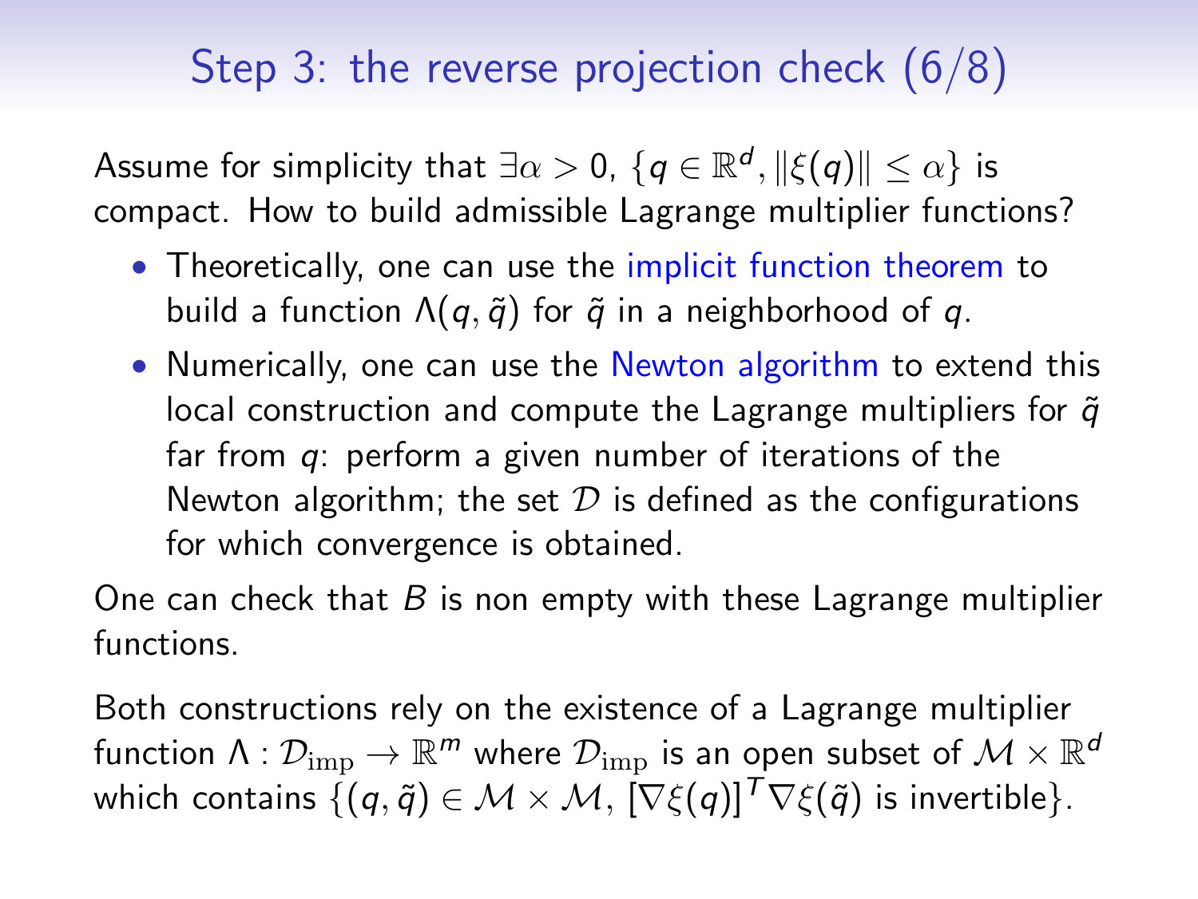# Step 3: the reverse projection check (6/8)

Assume for simplicity that $\exists \alpha > 0$, $\{q \in \mathbb{R}^d, \|\xi(q)\| \leq \alpha\}$ is compact. How to build admissible Lagrange multiplier functions?

- Theoretically, one can use the implicit function theorem to build a function $\Lambda(q, \tilde{q})$ for $\tilde{q}$ in a neighborhood of $q$.
- Numerically, one can use the Newton algorithm to extend this local construction and compute the Lagrange multipliers for $\tilde{q}$ far from $q$: perform a given number of iterations of the Newton algorithm; the set $\mathcal{D}$ is defined as the configurations for which convergence is obtained.

One can check that $B$ is non empty with these Lagrange multiplier functions.

Both constructions rely on the existence of a Lagrange multiplier function $\Lambda : \mathcal{D}_{\mathrm{imp}} \to \mathbb{R}^m$ where $\mathcal{D}_{\mathrm{imp}}$ is an open subset of $\mathcal{M} \times \mathbb{R}^d$ which contains $\{(q, \tilde{q}) \in \mathcal{M} \times \mathcal{M},\ [\nabla\xi(q)]^T \nabla\xi(\tilde{q}) \text{ is invertible}\}$.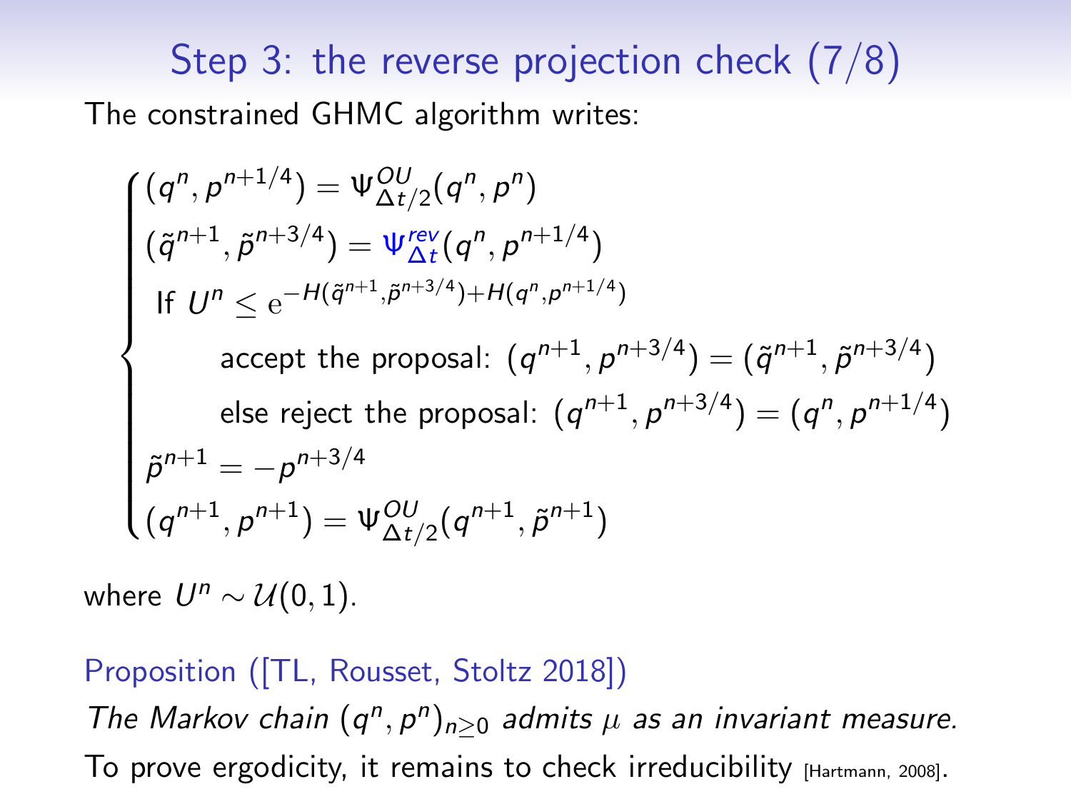## Step 3: the reverse projection check (7/8)

The constrained GHMC algorithm writes:

$$
\begin{cases}
(q^n, p^{n+1/4}) = \Psi^{OU}_{\Delta t/2}(q^n, p^n) \\
(\tilde{q}^{n+1}, \tilde{p}^{n+3/4}) = \Psi^{rev}_{\Delta t}(q^n, p^{n+1/4}) \\
\text{If } U^n \leq \mathrm{e}^{-H(\tilde{q}^{n+1}, \tilde{p}^{n+3/4}) + H(q^n, p^{n+1/4})} \\
\qquad \text{accept the proposal: } (q^{n+1}, p^{n+3/4}) = (\tilde{q}^{n+1}, \tilde{p}^{n+3/4}) \\
\qquad \text{else reject the proposal: } (q^{n+1}, p^{n+3/4}) = (q^n, p^{n+1/4}) \\
\tilde{p}^{n+1} = -p^{n+3/4} \\
(q^{n+1}, p^{n+1}) = \Psi^{OU}_{\Delta t/2}(q^{n+1}, \tilde{p}^{n+1})
\end{cases}
$$

where $U^n \sim \mathcal{U}(0, 1)$.

**Proposition ([TL, Rousset, Stoltz 2018])**

*The Markov chain $(q^n, p^n)_{n \geq 0}$ admits $\mu$ as an invariant measure.*

To prove ergodicity, it remains to check irreducibility [Hartmann, 2008].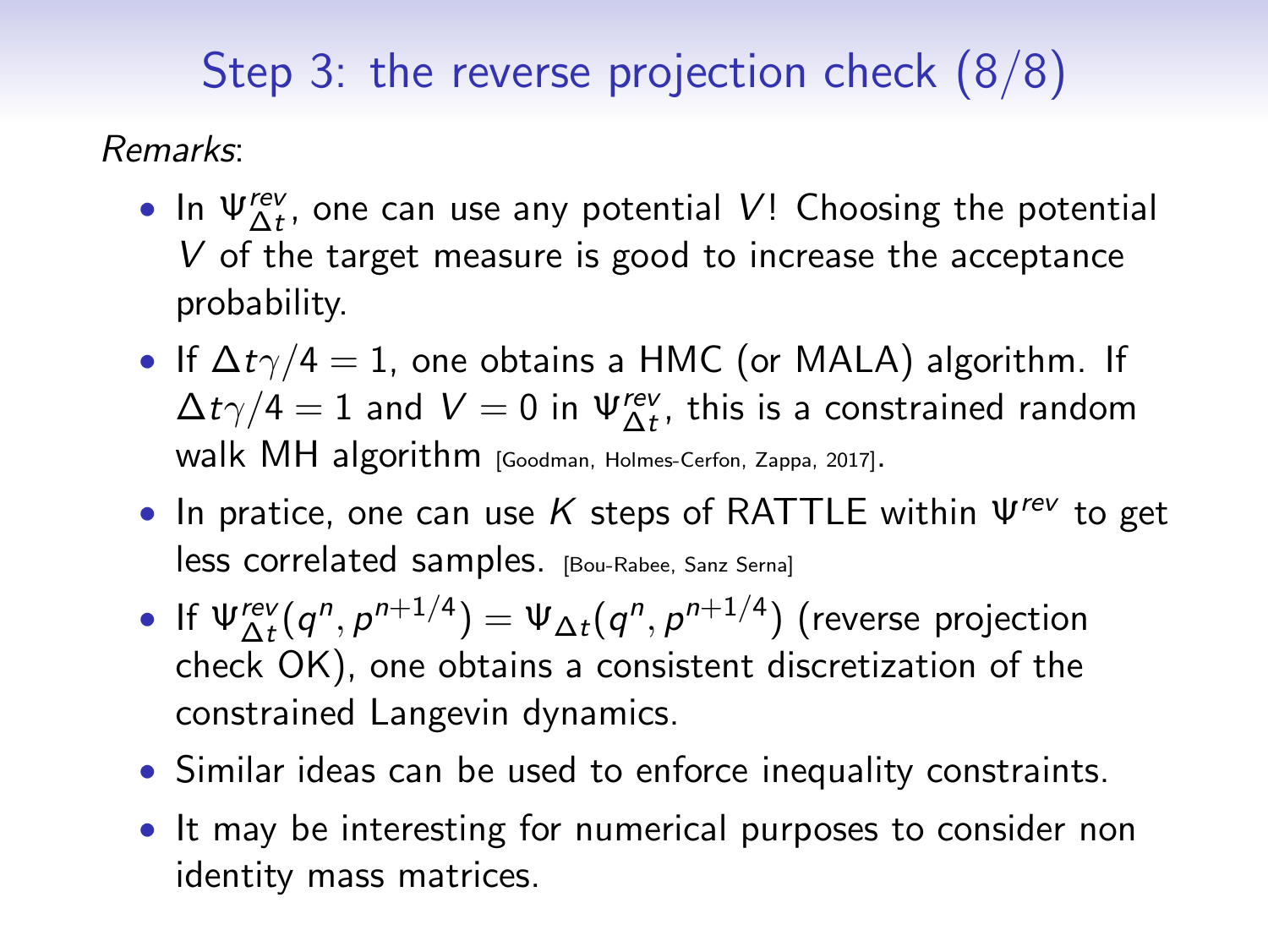# Step 3: the reverse projection check (8/8)

*Remarks*:

- In $\Psi^{rev}_{\Delta t}$, one can use any potential $V$! Choosing the potential $V$ of the target measure is good to increase the acceptance probability.
- If $\Delta t \gamma/4 = 1$, one obtains a HMC (or MALA) algorithm. If $\Delta t \gamma/4 = 1$ and $V = 0$ in $\Psi^{rev}_{\Delta t}$, this is a constrained random walk MH algorithm [Goodman, Holmes-Cerfon, Zappa, 2017].
- In pratice, one can use $K$ steps of RATTLE within $\Psi^{rev}$ to get less correlated samples. [Bou-Rabee, Sanz Serna]
- If $\Psi^{rev}_{\Delta t}(q^n, p^{n+1/4}) = \Psi_{\Delta t}(q^n, p^{n+1/4})$ (reverse projection check OK), one obtains a consistent discretization of the constrained Langevin dynamics.
- Similar ideas can be used to enforce inequality constraints.
- It may be interesting for numerical purposes to consider non identity mass matrices.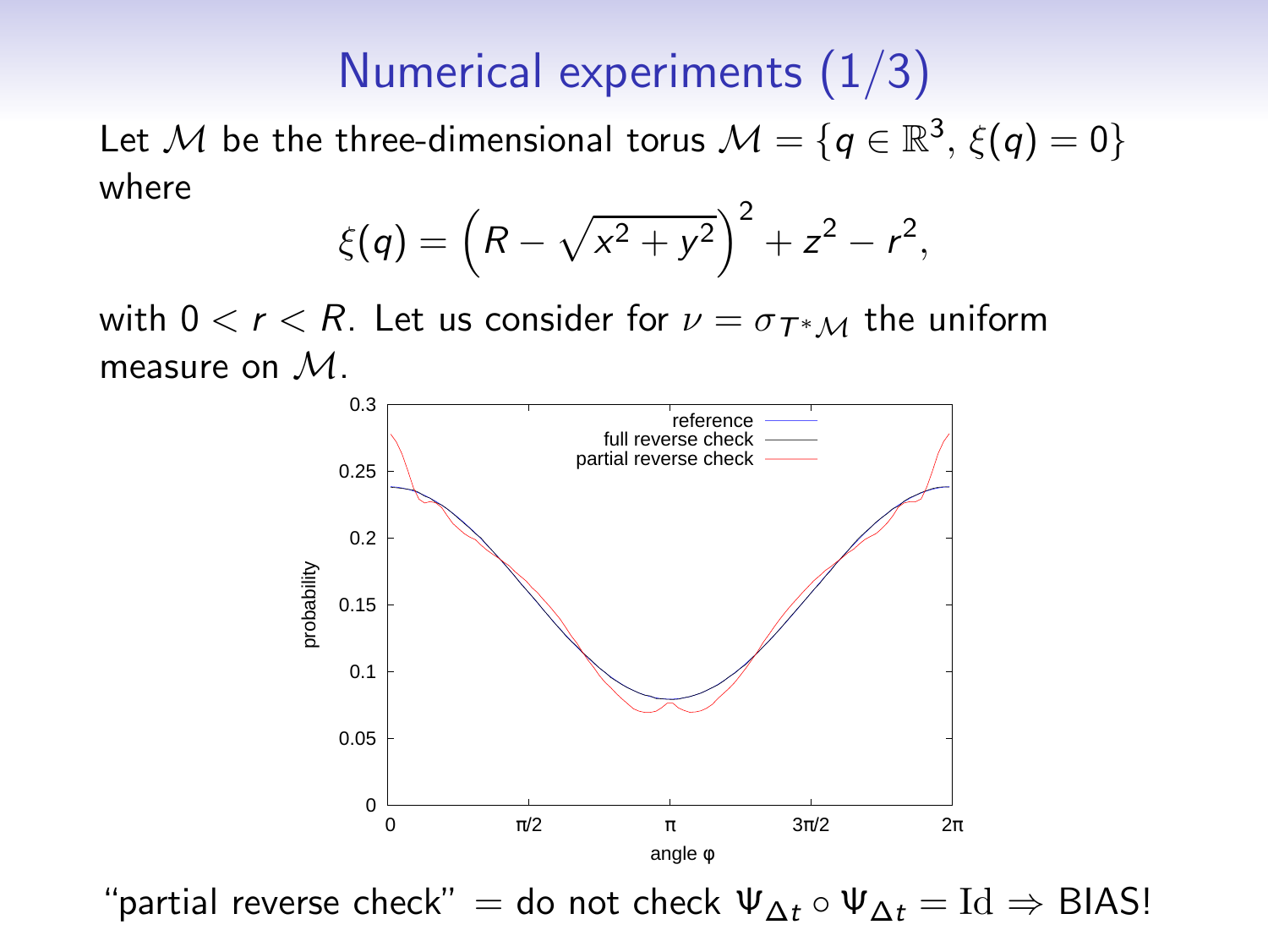# Numerical experiments (1/3)

Let $\mathcal{M}$ be the three-dimensional torus $\mathcal{M} = \{q \in \mathbb{R}^3, \, \xi(q) = 0\}$ where

$$\xi(q) = \left(R - \sqrt{x^2 + y^2}\right)^2 + z^2 - r^2,$$

with $0 < r < R$. Let us consider for $\nu = \sigma_{T^*\mathcal{M}}$ the uniform measure on $\mathcal{M}$.

"partial reverse check" $=$ do not check $\Psi_{\Delta t} \circ \Psi_{\Delta t} = \mathrm{Id} \Rightarrow$ BIAS!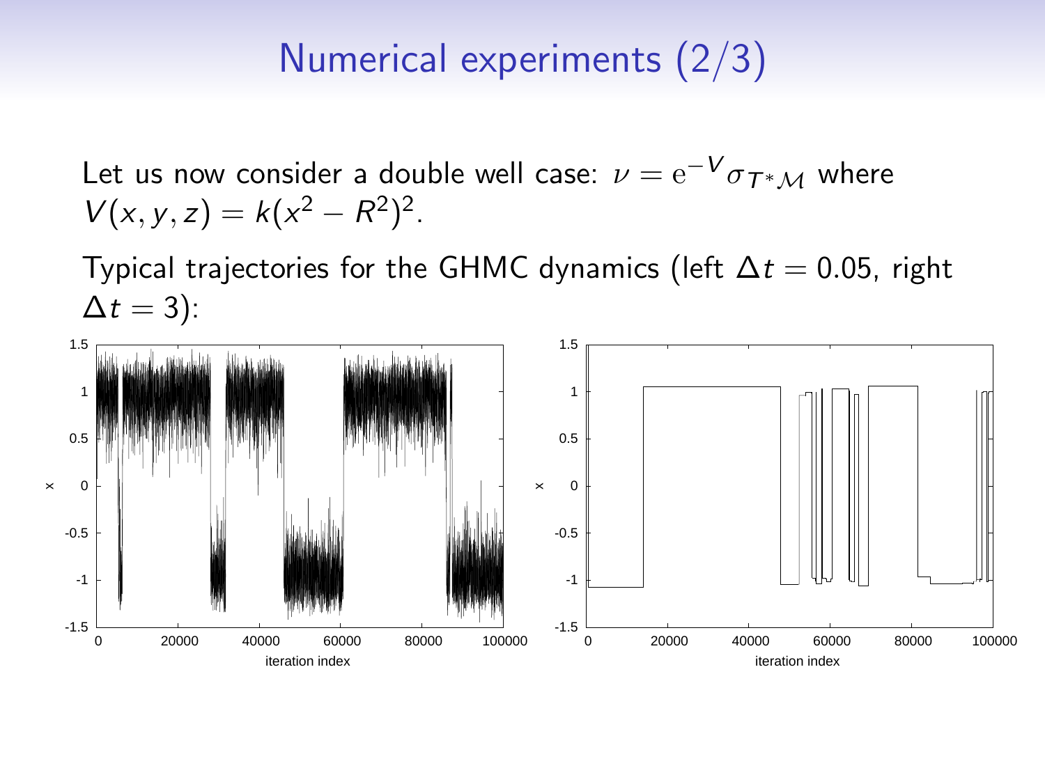# Numerical experiments (2/3)

Let us now consider a double well case: $\nu = \mathrm{e}^{-V} \sigma_{T^*\mathcal{M}}$ where $V(x, y, z) = k(x^2 - R^2)^2$.

Typical trajectories for the GHMC dynamics (left $\Delta t = 0.05$, right $\Delta t = 3$):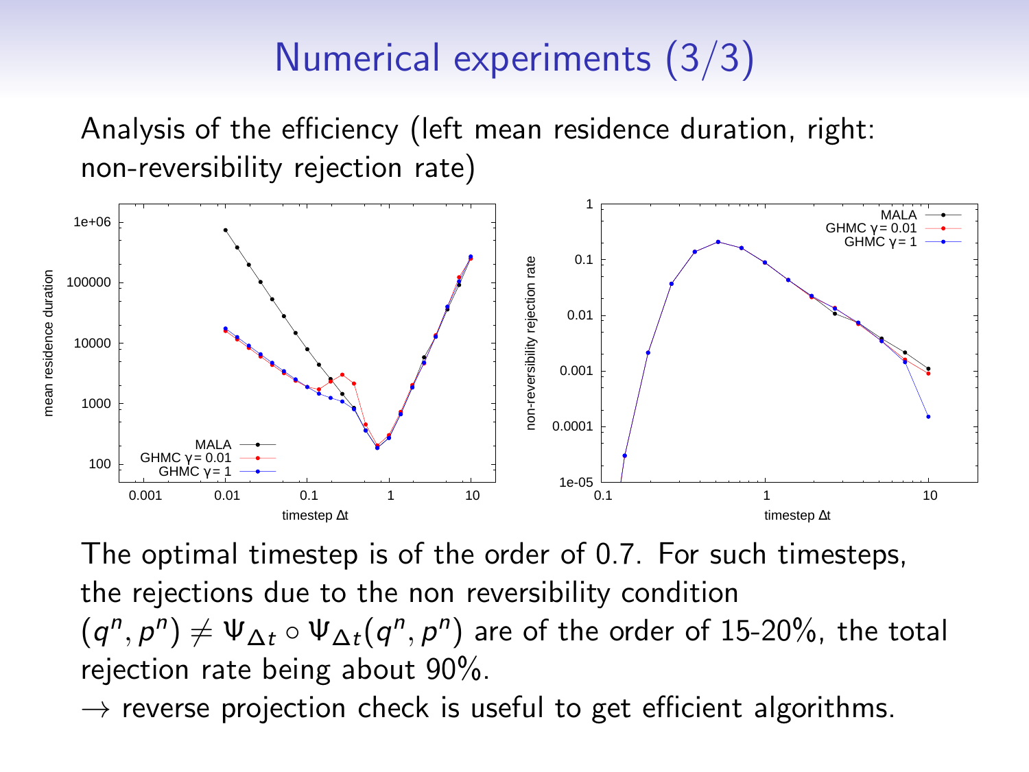# Numerical experiments (3/3)

Analysis of the efficiency (left mean residence duration, right: non-reversibility rejection rate)

The optimal timestep is of the order of 0.7. For such timesteps, the rejections due to the non reversibility condition $(q^n, p^n) \neq \Psi_{\Delta t} \circ \Psi_{\Delta t}(q^n, p^n)$ are of the order of 15-20%, the total rejection rate being about 90%.

$\rightarrow$ reverse projection check is useful to get efficient algorithms.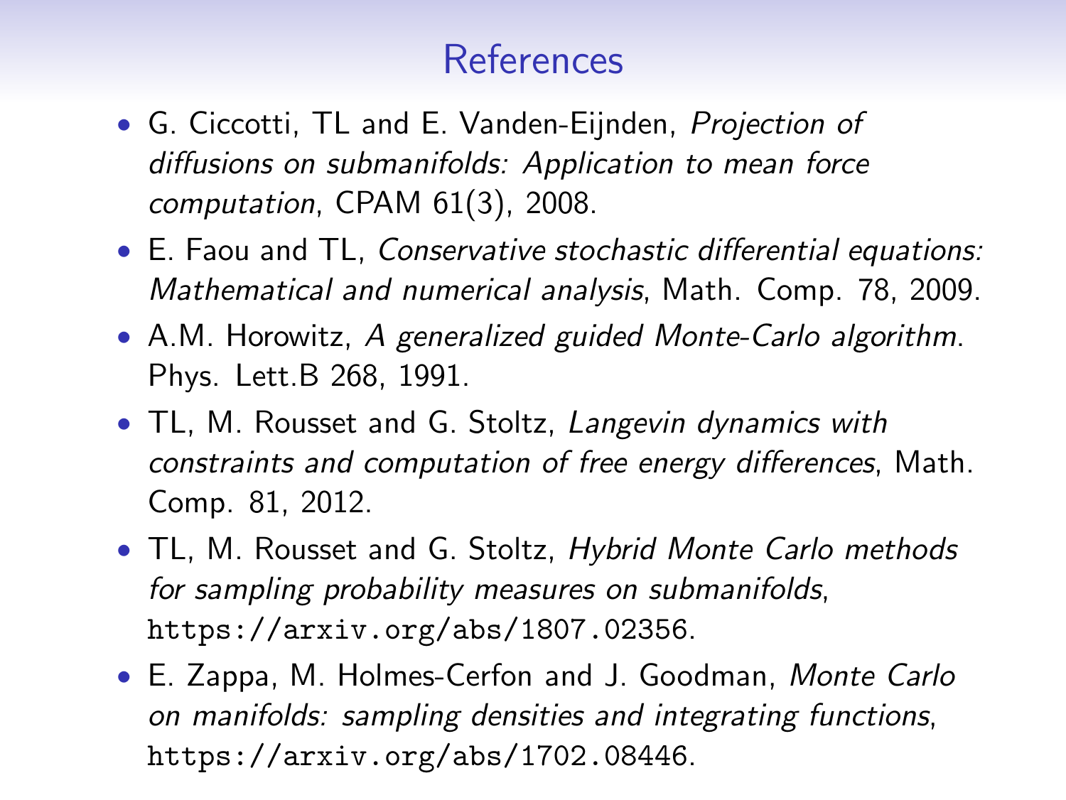# References

- G. Ciccotti, TL and E. Vanden-Eijnden, *Projection of diffusions on submanifolds: Application to mean force computation*, CPAM 61(3), 2008.
- E. Faou and TL, *Conservative stochastic differential equations: Mathematical and numerical analysis*, Math. Comp. 78, 2009.
- A.M. Horowitz, *A generalized guided Monte-Carlo algorithm*. Phys. Lett.B 268, 1991.
- TL, M. Rousset and G. Stoltz, *Langevin dynamics with constraints and computation of free energy differences*, Math. Comp. 81, 2012.
- TL, M. Rousset and G. Stoltz, *Hybrid Monte Carlo methods for sampling probability measures on submanifolds*, `https://arxiv.org/abs/1807.02356`.
- E. Zappa, M. Holmes-Cerfon and J. Goodman, *Monte Carlo on manifolds: sampling densities and integrating functions*, `https://arxiv.org/abs/1702.08446`.